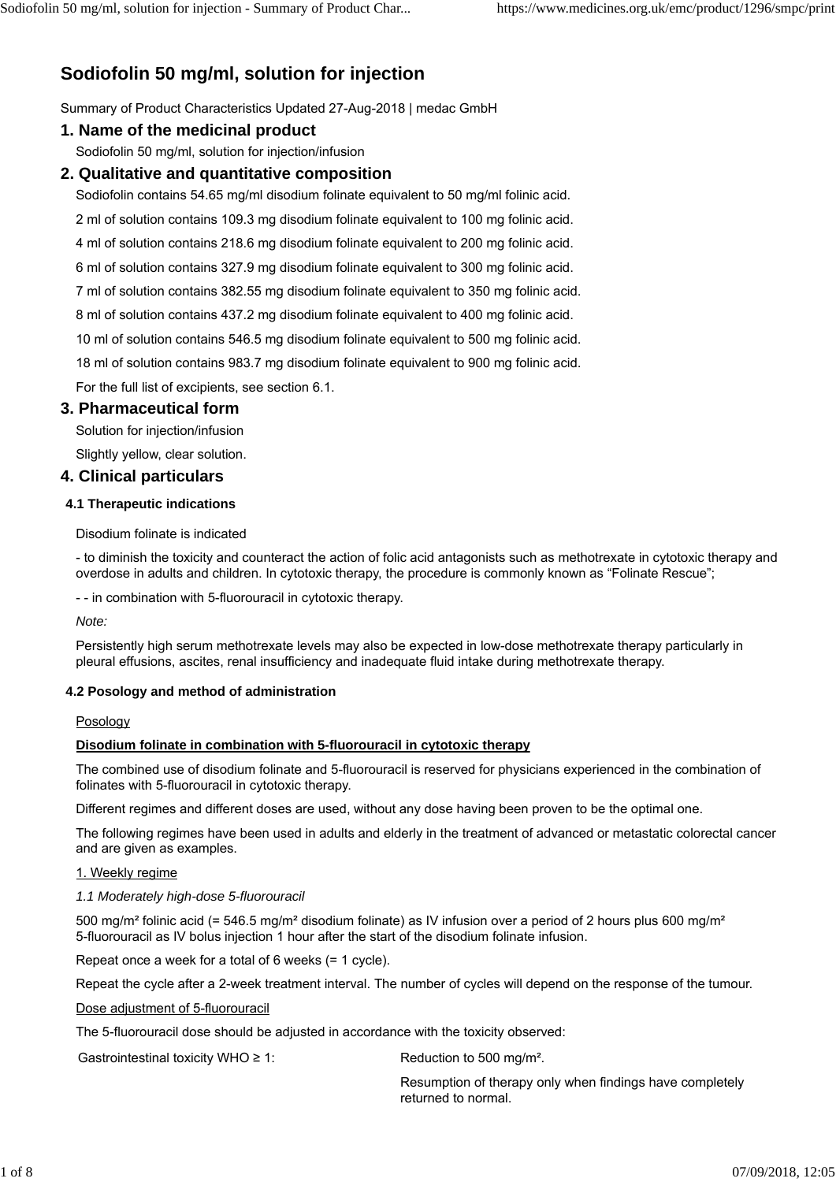# Sodiofolin 50 mg/ml, solution for injection

Summary of Product Characteristics Updated 27-Aug-2018 | medac GmbH

## 1. Name of the medicinal product

Sodiofolin 50 mg/ml, solution for injection/infusion

## 2. Qualitative and quantitative composition

Sodiofolin contains 54.65 mg/ml disodium folinate equivalent to 50 mg/ml folinic acid.

2 ml of solution contains 109.3 mg disodium folinate equivalent to 100 mg folinic acid.

4 ml of solution contains 218.6 mg disodium folinate equivalent to 200 mg folinic acid.

6 ml of solution contains 327.9 mg disodium folinate equivalent to 300 mg folinic acid.

7 ml of solution contains 382.55 mg disodium folinate equivalent to 350 mg folinic acid.

8 ml of solution contains 437.2 mg disodium folinate equivalent to 400 mg folinic acid.

10 ml of solution contains 546.5 mg disodium folinate equivalent to 500 mg folinic acid.

18 ml of solution contains 983.7 mg disodium folinate equivalent to 900 mg folinic acid.

For the full list of excipients, see section 6.1.

## 3. Pharmaceutical form

Solution for injection/infusion

Slightly yellow, clear solution.

## 4. Clinical particulars

### 4.1 Therapeutic indications

Disodium folinate is indicated

- to diminish the toxicity and counteract the action of folic acid antagonists such as methotrexate in cytotoxic therapy and overdose in adults and children. In cytotoxic therapy, the procedure is commonly known as "Folinate Rescue";

- - in combination with 5-fluorouracil in cytotoxic therapy.

*Note:*

Persistently high serum methotrexate levels may also be expected in low-dose methotrexate therapy particularly in pleural effusions, ascites, renal insufficiency and inadequate fluid intake during methotrexate therapy.

### 4.2 Posology and method of administration

Posology

**Disodium folinate in combination with 5-fluorouracil in cytotoxic therapy**

The combined use of disodium folinate and 5-fluorouracil is reserved for physicians experienced in the combination of folinates with 5-fluorouracil in cytotoxic therapy.

Different regimes and different doses are used, without any dose having been proven to be the optimal one.

The following regimes have been used in adults and elderly in the treatment of advanced or metastatic colorectal cancer and are given as examples.

1. Weekly regime

*1.1 Moderately high-dose 5-fluorouracil*

500 mg/m² folinic acid (= 546.5 mg/m² disodium folinate) as IV infusion over a period of 2 hours plus 600 mg/m² 5-fluorouracil as IV bolus injection 1 hour after the start of the disodium folinate infusion.

Repeat once a week for a total of 6 weeks (= 1 cycle).

Repeat the cycle after a 2-week treatment interval. The number of cycles will depend on the response of the tumour.

Dose adjustment of 5-fluorouracil

The 5-fluorouracil dose should be adjusted in accordance with the toxicity observed:

| | |
|---|---|
| Gastrointestinal toxicity WHO ≥ 1: | Reduction to 500 mg/m².<br>Resumption of therapy only when findings have completely returned to normal. |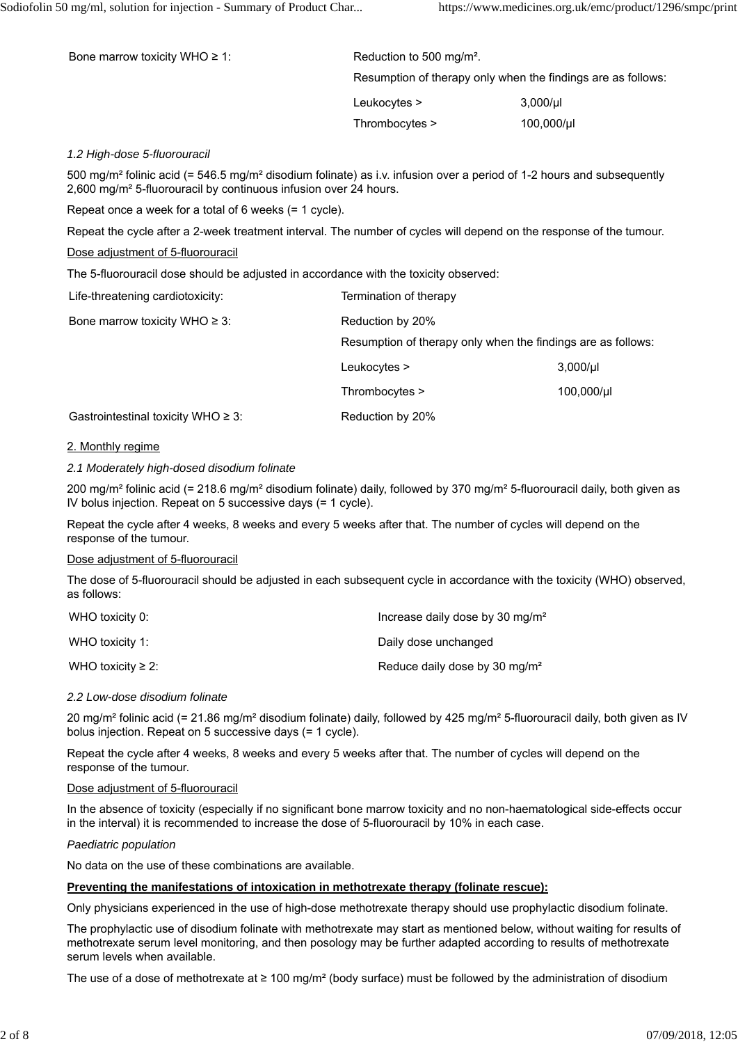| | | |
|---|---|---|
| Bone marrow toxicity WHO ≥ 1: | Reduction to 500 mg/m². | |
| | Resumption of therapy only when the findings are as follows: | |
| | Leukocytes > | 3,000/µl |
| | Thrombocytes > | 100,000/µl |

*1.2 High-dose 5-fluorouracil*

500 mg/m² folinic acid (= 546.5 mg/m² disodium folinate) as i.v. infusion over a period of 1-2 hours and subsequently 2,600 mg/m² 5-fluorouracil by continuous infusion over 24 hours.

Repeat once a week for a total of 6 weeks (= 1 cycle).

Repeat the cycle after a 2-week treatment interval. The number of cycles will depend on the response of the tumour.

Dose adjustment of 5-fluorouracil

The 5-fluorouracil dose should be adjusted in accordance with the toxicity observed:

| | | |
|---|---|---|
| Life-threatening cardiotoxicity: | Termination of therapy | |
| Bone marrow toxicity WHO ≥ 3: | Reduction by 20% | |
| | Resumption of therapy only when the findings are as follows: | |
| | Leukocytes > | 3,000/µl |
| | Thrombocytes > | 100,000/µl |
| Gastrointestinal toxicity WHO ≥ 3: | Reduction by 20% | |

2. Monthly regime

*2.1 Moderately high-dosed disodium folinate*

200 mg/m² folinic acid (= 218.6 mg/m² disodium folinate) daily, followed by 370 mg/m² 5-fluorouracil daily, both given as IV bolus injection. Repeat on 5 successive days (= 1 cycle).

Repeat the cycle after 4 weeks, 8 weeks and every 5 weeks after that. The number of cycles will depend on the response of the tumour.

Dose adjustment of 5-fluorouracil

The dose of 5-fluorouracil should be adjusted in each subsequent cycle in accordance with the toxicity (WHO) observed, as follows:

| | |
|---|---|
| WHO toxicity 0: | Increase daily dose by 30 mg/m² |
| WHO toxicity 1: | Daily dose unchanged |
| WHO toxicity ≥ 2: | Reduce daily dose by 30 mg/m² |

*2.2 Low-dose disodium folinate*

20 mg/m² folinic acid (= 21.86 mg/m² disodium folinate) daily, followed by 425 mg/m² 5-fluorouracil daily, both given as IV bolus injection. Repeat on 5 successive days (= 1 cycle).

Repeat the cycle after 4 weeks, 8 weeks and every 5 weeks after that. The number of cycles will depend on the response of the tumour.

Dose adjustment of 5-fluorouracil

In the absence of toxicity (especially if no significant bone marrow toxicity and no non-haematological side-effects occur in the interval) it is recommended to increase the dose of 5-fluorouracil by 10% in each case.

*Paediatric population*

No data on the use of these combinations are available.

**Preventing the manifestations of intoxication in methotrexate therapy (folinate rescue):**

Only physicians experienced in the use of high-dose methotrexate therapy should use prophylactic disodium folinate.

The prophylactic use of disodium folinate with methotrexate may start as mentioned below, without waiting for results of methotrexate serum level monitoring, and then posology may be further adapted according to results of methotrexate serum levels when available.

The use of a dose of methotrexate at ≥ 100 mg/m² (body surface) must be followed by the administration of disodium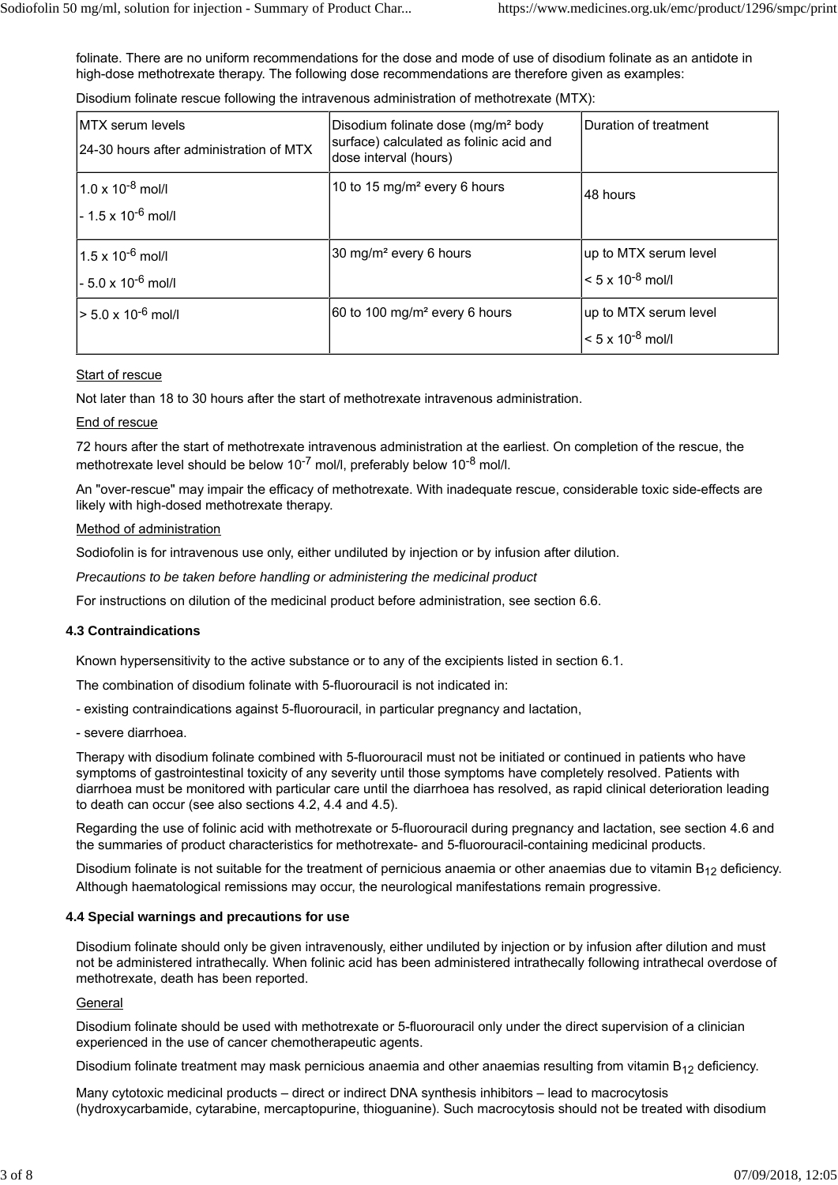folinate. There are no uniform recommendations for the dose and mode of use of disodium folinate as an antidote in high-dose methotrexate therapy. The following dose recommendations are therefore given as examples:

Disodium folinate rescue following the intravenous administration of methotrexate (MTX):

| MTX serum levels 24-30 hours after administration of MTX | Disodium folinate dose (mg/m² body surface) calculated as folinic acid and dose interval (hours) | Duration of treatment |
|---|---|---|
| $1.0 \times 10^{-8}$ mol/l - $1.5 \times 10^{-6}$ mol/l | 10 to 15 mg/m² every 6 hours | 48 hours |
| $1.5 \times 10^{-6}$ mol/l - $5.0 \times 10^{-6}$ mol/l | 30 mg/m² every 6 hours | up to MTX serum level $< 5 \times 10^{-8}$ mol/l |
| $> 5.0 \times 10^{-6}$ mol/l | 60 to 100 mg/m² every 6 hours | up to MTX serum level $< 5 \times 10^{-8}$ mol/l |

Start of rescue

Not later than 18 to 30 hours after the start of methotrexate intravenous administration.

End of rescue

72 hours after the start of methotrexate intravenous administration at the earliest. On completion of the rescue, the methotrexate level should be below $10^{-7}$ mol/l, preferably below $10^{-8}$ mol/l.

An "over-rescue" may impair the efficacy of methotrexate. With inadequate rescue, considerable toxic side-effects are likely with high-dosed methotrexate therapy.

Method of administration

Sodiofolin is for intravenous use only, either undiluted by injection or by infusion after dilution.

*Precautions to be taken before handling or administering the medicinal product*

For instructions on dilution of the medicinal product before administration, see section 6.6.

### 4.3 Contraindications

Known hypersensitivity to the active substance or to any of the excipients listed in section 6.1.

The combination of disodium folinate with 5-fluorouracil is not indicated in:

- existing contraindications against 5-fluorouracil, in particular pregnancy and lactation,
- severe diarrhoea.

Therapy with disodium folinate combined with 5-fluorouracil must not be initiated or continued in patients who have symptoms of gastrointestinal toxicity of any severity until those symptoms have completely resolved. Patients with diarrhoea must be monitored with particular care until the diarrhoea has resolved, as rapid clinical deterioration leading to death can occur (see also sections 4.2, 4.4 and 4.5).

Regarding the use of folinic acid with methotrexate or 5-fluorouracil during pregnancy and lactation, see section 4.6 and the summaries of product characteristics for methotrexate- and 5-fluorouracil-containing medicinal products.

Disodium folinate is not suitable for the treatment of pernicious anaemia or other anaemias due to vitamin $B_{12}$ deficiency. Although haematological remissions may occur, the neurological manifestations remain progressive.

### 4.4 Special warnings and precautions for use

Disodium folinate should only be given intravenously, either undiluted by injection or by infusion after dilution and must not be administered intrathecally. When folinic acid has been administered intrathecally following intrathecal overdose of methotrexate, death has been reported.

General

Disodium folinate should be used with methotrexate or 5-fluorouracil only under the direct supervision of a clinician experienced in the use of cancer chemotherapeutic agents.

Disodium folinate treatment may mask pernicious anaemia and other anaemias resulting from vitamin $B_{12}$ deficiency.

Many cytotoxic medicinal products – direct or indirect DNA synthesis inhibitors – lead to macrocytosis (hydroxycarbamide, cytarabine, mercaptopurine, thioguanine). Such macrocytosis should not be treated with disodium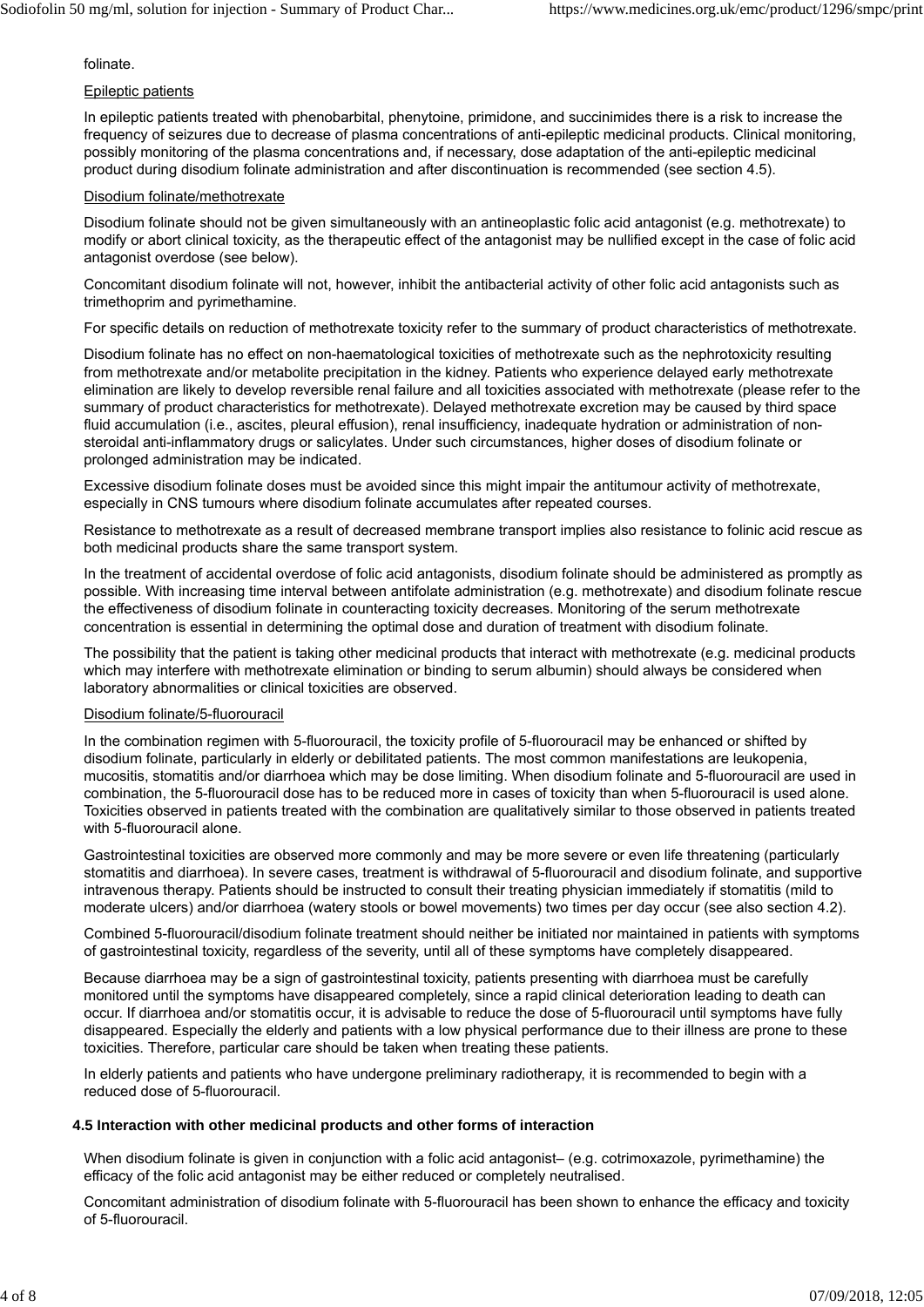folinate.

Epileptic patients

In epileptic patients treated with phenobarbital, phenytoine, primidone, and succinimides there is a risk to increase the frequency of seizures due to decrease of plasma concentrations of anti-epileptic medicinal products. Clinical monitoring, possibly monitoring of the plasma concentrations and, if necessary, dose adaptation of the anti-epileptic medicinal product during disodium folinate administration and after discontinuation is recommended (see section 4.5).

Disodium folinate/methotrexate

Disodium folinate should not be given simultaneously with an antineoplastic folic acid antagonist (e.g. methotrexate) to modify or abort clinical toxicity, as the therapeutic effect of the antagonist may be nullified except in the case of folic acid antagonist overdose (see below).

Concomitant disodium folinate will not, however, inhibit the antibacterial activity of other folic acid antagonists such as trimethoprim and pyrimethamine.

For specific details on reduction of methotrexate toxicity refer to the summary of product characteristics of methotrexate.

Disodium folinate has no effect on non-haematological toxicities of methotrexate such as the nephrotoxicity resulting from methotrexate and/or metabolite precipitation in the kidney. Patients who experience delayed early methotrexate elimination are likely to develop reversible renal failure and all toxicities associated with methotrexate (please refer to the summary of product characteristics for methotrexate). Delayed methotrexate excretion may be caused by third space fluid accumulation (i.e., ascites, pleural effusion), renal insufficiency, inadequate hydration or administration of non-steroidal anti-inflammatory drugs or salicylates. Under such circumstances, higher doses of disodium folinate or prolonged administration may be indicated.

Excessive disodium folinate doses must be avoided since this might impair the antitumour activity of methotrexate, especially in CNS tumours where disodium folinate accumulates after repeated courses.

Resistance to methotrexate as a result of decreased membrane transport implies also resistance to folinic acid rescue as both medicinal products share the same transport system.

In the treatment of accidental overdose of folic acid antagonists, disodium folinate should be administered as promptly as possible. With increasing time interval between antifolate administration (e.g. methotrexate) and disodium folinate rescue the effectiveness of disodium folinate in counteracting toxicity decreases. Monitoring of the serum methotrexate concentration is essential in determining the optimal dose and duration of treatment with disodium folinate.

The possibility that the patient is taking other medicinal products that interact with methotrexate (e.g. medicinal products which may interfere with methotrexate elimination or binding to serum albumin) should always be considered when laboratory abnormalities or clinical toxicities are observed.

Disodium folinate/5-fluorouracil

In the combination regimen with 5-fluorouracil, the toxicity profile of 5-fluorouracil may be enhanced or shifted by disodium folinate, particularly in elderly or debilitated patients. The most common manifestations are leukopenia, mucositis, stomatitis and/or diarrhoea which may be dose limiting. When disodium folinate and 5-fluorouracil are used in combination, the 5-fluorouracil dose has to be reduced more in cases of toxicity than when 5-fluorouracil is used alone. Toxicities observed in patients treated with the combination are qualitatively similar to those observed in patients treated with 5-fluorouracil alone.

Gastrointestinal toxicities are observed more commonly and may be more severe or even life threatening (particularly stomatitis and diarrhoea). In severe cases, treatment is withdrawal of 5-fluorouracil and disodium folinate, and supportive intravenous therapy. Patients should be instructed to consult their treating physician immediately if stomatitis (mild to moderate ulcers) and/or diarrhoea (watery stools or bowel movements) two times per day occur (see also section 4.2).

Combined 5-fluorouracil/disodium folinate treatment should neither be initiated nor maintained in patients with symptoms of gastrointestinal toxicity, regardless of the severity, until all of these symptoms have completely disappeared.

Because diarrhoea may be a sign of gastrointestinal toxicity, patients presenting with diarrhoea must be carefully monitored until the symptoms have disappeared completely, since a rapid clinical deterioration leading to death can occur. If diarrhoea and/or stomatitis occur, it is advisable to reduce the dose of 5-fluorouracil until symptoms have fully disappeared. Especially the elderly and patients with a low physical performance due to their illness are prone to these toxicities. Therefore, particular care should be taken when treating these patients.

In elderly patients and patients who have undergone preliminary radiotherapy, it is recommended to begin with a reduced dose of 5-fluorouracil.

### 4.5 Interaction with other medicinal products and other forms of interaction

When disodium folinate is given in conjunction with a folic acid antagonist– (e.g. cotrimoxazole, pyrimethamine) the efficacy of the folic acid antagonist may be either reduced or completely neutralised.

Concomitant administration of disodium folinate with 5-fluorouracil has been shown to enhance the efficacy and toxicity of 5-fluorouracil.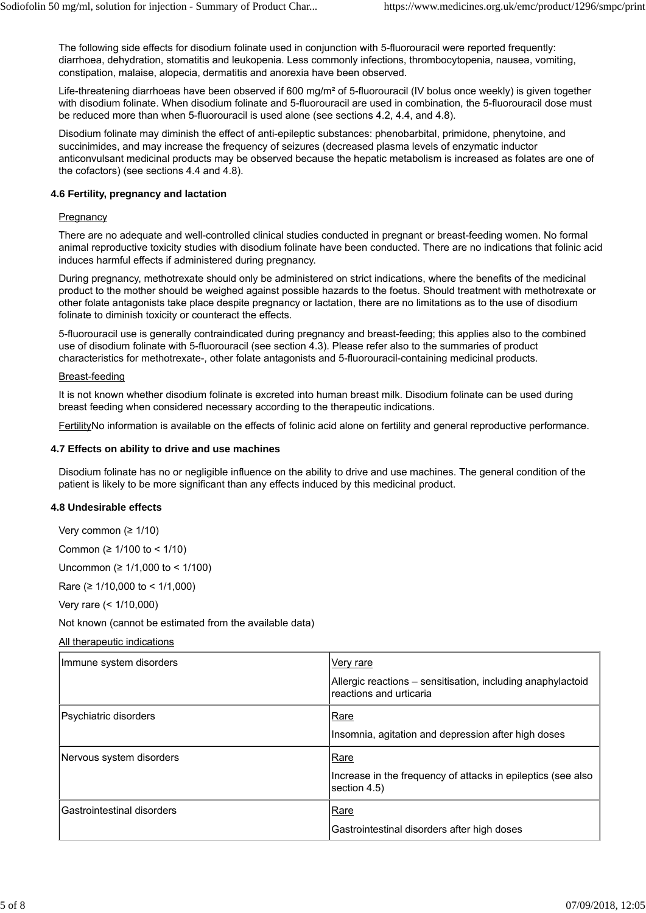The following side effects for disodium folinate used in conjunction with 5-fluorouracil were reported frequently: diarrhoea, dehydration, stomatitis and leukopenia. Less commonly infections, thrombocytopenia, nausea, vomiting, constipation, malaise, alopecia, dermatitis and anorexia have been observed.

Life-threatening diarrhoeas have been observed if 600 mg/m² of 5-fluorouracil (IV bolus once weekly) is given together with disodium folinate. When disodium folinate and 5-fluorouracil are used in combination, the 5-fluorouracil dose must be reduced more than when 5-fluorouracil is used alone (see sections 4.2, 4.4, and 4.8).

Disodium folinate may diminish the effect of anti-epileptic substances: phenobarbital, primidone, phenytoine, and succinimides, and may increase the frequency of seizures (decreased plasma levels of enzymatic inductor anticonvulsant medicinal products may be observed because the hepatic metabolism is increased as folates are one of the cofactors) (see sections 4.4 and 4.8).

### 4.6 Fertility, pregnancy and lactation

Pregnancy

There are no adequate and well-controlled clinical studies conducted in pregnant or breast-feeding women. No formal animal reproductive toxicity studies with disodium folinate have been conducted. There are no indications that folinic acid induces harmful effects if administered during pregnancy.

During pregnancy, methotrexate should only be administered on strict indications, where the benefits of the medicinal product to the mother should be weighed against possible hazards to the foetus. Should treatment with methotrexate or other folate antagonists take place despite pregnancy or lactation, there are no limitations as to the use of disodium folinate to diminish toxicity or counteract the effects.

5-fluorouracil use is generally contraindicated during pregnancy and breast-feeding; this applies also to the combined use of disodium folinate with 5-fluorouracil (see section 4.3). Please refer also to the summaries of product characteristics for methotrexate-, other folate antagonists and 5-fluorouracil-containing medicinal products.

Breast-feeding

It is not known whether disodium folinate is excreted into human breast milk. Disodium folinate can be used during breast feeding when considered necessary according to the therapeutic indications.

FertilityNo information is available on the effects of folinic acid alone on fertility and general reproductive performance.

### 4.7 Effects on ability to drive and use machines

Disodium folinate has no or negligible influence on the ability to drive and use machines. The general condition of the patient is likely to be more significant than any effects induced by this medicinal product.

### 4.8 Undesirable effects

Very common (≥ 1/10)

Common (≥ 1/100 to < 1/10)

Uncommon (≥ 1/1,000 to < 1/100)

Rare (≥ 1/10,000 to < 1/1,000)

Very rare (< 1/10,000)

Not known (cannot be estimated from the available data)

All therapeutic indications

| | |
|---|---|
| Immune system disorders | Very rare<br>Allergic reactions – sensitisation, including anaphylactoid reactions and urticaria |
| Psychiatric disorders | Rare<br>Insomnia, agitation and depression after high doses |
| Nervous system disorders | Rare<br>Increase in the frequency of attacks in epileptics (see also section 4.5) |
| Gastrointestinal disorders | Rare<br>Gastrointestinal disorders after high doses |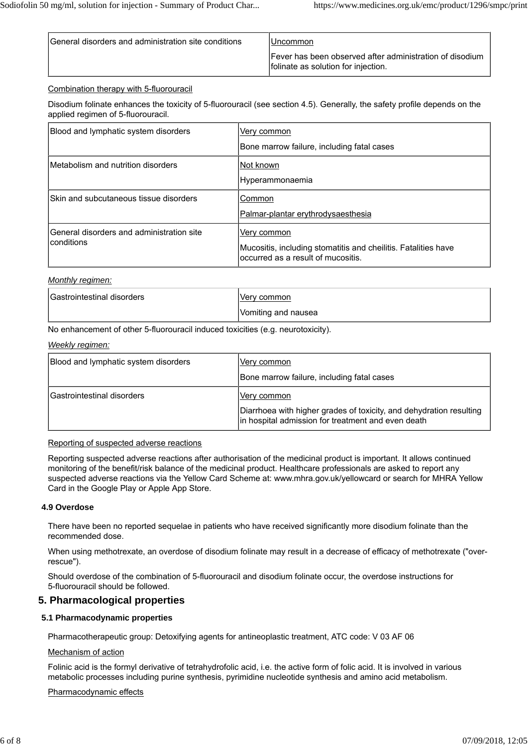| General disorders and administration site conditions | Uncommon<br>Fever has been observed after administration of disodium folinate as solution for injection. |
|---|---|

Combination therapy with 5-fluorouracil

Disodium folinate enhances the toxicity of 5-fluorouracil (see section 4.5). Generally, the safety profile depends on the applied regimen of 5-fluorouracil.

| Blood and lymphatic system disorders | Very common<br>Bone marrow failure, including fatal cases |
|---|---|
| Metabolism and nutrition disorders | Not known<br>Hyperammonaemia |
| Skin and subcutaneous tissue disorders | Common<br>Palmar-plantar erythrodysaesthesia |
| General disorders and administration site conditions | Very common<br>Mucositis, including stomatitis and cheilitis. Fatalities have occurred as a result of mucositis. |

*Monthly regimen:*

| Gastrointestinal disorders | Very common<br>Vomiting and nausea |
|---|---|

No enhancement of other 5-fluorouracil induced toxicities (e.g. neurotoxicity).

*Weekly regimen:*

| Blood and lymphatic system disorders | Very common<br>Bone marrow failure, including fatal cases |
|---|---|
| Gastrointestinal disorders | Very common<br>Diarrhoea with higher grades of toxicity, and dehydration resulting in hospital admission for treatment and even death |

Reporting of suspected adverse reactions

Reporting suspected adverse reactions after authorisation of the medicinal product is important. It allows continued monitoring of the benefit/risk balance of the medicinal product. Healthcare professionals are asked to report any suspected adverse reactions via the Yellow Card Scheme at: www.mhra.gov.uk/yellowcard or search for MHRA Yellow Card in the Google Play or Apple App Store.

### 4.9 Overdose

There have been no reported sequelae in patients who have received significantly more disodium folinate than the recommended dose.

When using methotrexate, an overdose of disodium folinate may result in a decrease of efficacy of methotrexate ("over-rescue").

Should overdose of the combination of 5-fluorouracil and disodium folinate occur, the overdose instructions for 5-fluorouracil should be followed.

## 5. Pharmacological properties

### 5.1 Pharmacodynamic properties

Pharmacotherapeutic group: Detoxifying agents for antineoplastic treatment, ATC code: V 03 AF 06

Mechanism of action

Folinic acid is the formyl derivative of tetrahydrofolic acid, i.e. the active form of folic acid. It is involved in various metabolic processes including purine synthesis, pyrimidine nucleotide synthesis and amino acid metabolism.

Pharmacodynamic effects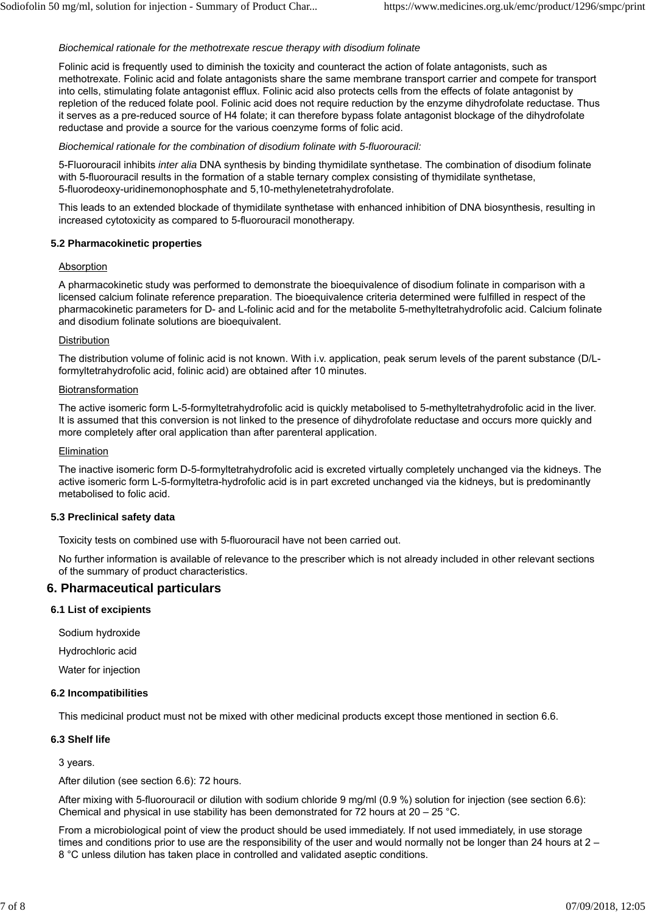*Biochemical rationale for the methotrexate rescue therapy with disodium folinate*

Folinic acid is frequently used to diminish the toxicity and counteract the action of folate antagonists, such as methotrexate. Folinic acid and folate antagonists share the same membrane transport carrier and compete for transport into cells, stimulating folate antagonist efflux. Folinic acid also protects cells from the effects of folate antagonist by repletion of the reduced folate pool. Folinic acid does not require reduction by the enzyme dihydrofolate reductase. Thus it serves as a pre-reduced source of H4 folate; it can therefore bypass folate antagonist blockage of the dihydrofolate reductase and provide a source for the various coenzyme forms of folic acid.

*Biochemical rationale for the combination of disodium folinate with 5-fluorouracil:*

5-Fluorouracil inhibits *inter alia* DNA synthesis by binding thymidilate synthetase. The combination of disodium folinate with 5-fluorouracil results in the formation of a stable ternary complex consisting of thymidilate synthetase, 5-fluorodeoxy-uridinemonophosphate and 5,10-methylenetetrahydrofolate.

This leads to an extended blockade of thymidilate synthetase with enhanced inhibition of DNA biosynthesis, resulting in increased cytotoxicity as compared to 5-fluorouracil monotherapy.

### 5.2 Pharmacokinetic properties

Absorption

A pharmacokinetic study was performed to demonstrate the bioequivalence of disodium folinate in comparison with a licensed calcium folinate reference preparation. The bioequivalence criteria determined were fulfilled in respect of the pharmacokinetic parameters for D- and L-folinic acid and for the metabolite 5-methyltetrahydrofolic acid. Calcium folinate and disodium folinate solutions are bioequivalent.

Distribution

The distribution volume of folinic acid is not known. With i.v. application, peak serum levels of the parent substance (D/L-formyltetrahydrofolic acid, folinic acid) are obtained after 10 minutes.

Biotransformation

The active isomeric form L-5-formyltetrahydrofolic acid is quickly metabolised to 5-methyltetrahydrofolic acid in the liver. It is assumed that this conversion is not linked to the presence of dihydrofolate reductase and occurs more quickly and more completely after oral application than after parenteral application.

Elimination

The inactive isomeric form D-5-formyltetrahydrofolic acid is excreted virtually completely unchanged via the kidneys. The active isomeric form L-5-formyltetra-hydrofolic acid is in part excreted unchanged via the kidneys, but is predominantly metabolised to folic acid.

### 5.3 Preclinical safety data

Toxicity tests on combined use with 5-fluorouracil have not been carried out.

No further information is available of relevance to the prescriber which is not already included in other relevant sections of the summary of product characteristics.

## 6. Pharmaceutical particulars

### 6.1 List of excipients

Sodium hydroxide

Hydrochloric acid

Water for injection

### 6.2 Incompatibilities

This medicinal product must not be mixed with other medicinal products except those mentioned in section 6.6.

### 6.3 Shelf life

3 years.

After dilution (see section 6.6): 72 hours.

After mixing with 5-fluorouracil or dilution with sodium chloride 9 mg/ml (0.9 %) solution for injection (see section 6.6): Chemical and physical in use stability has been demonstrated for 72 hours at 20 – 25 °C.

From a microbiological point of view the product should be used immediately. If not used immediately, in use storage times and conditions prior to use are the responsibility of the user and would normally not be longer than 24 hours at 2 – 8 °C unless dilution has taken place in controlled and validated aseptic conditions.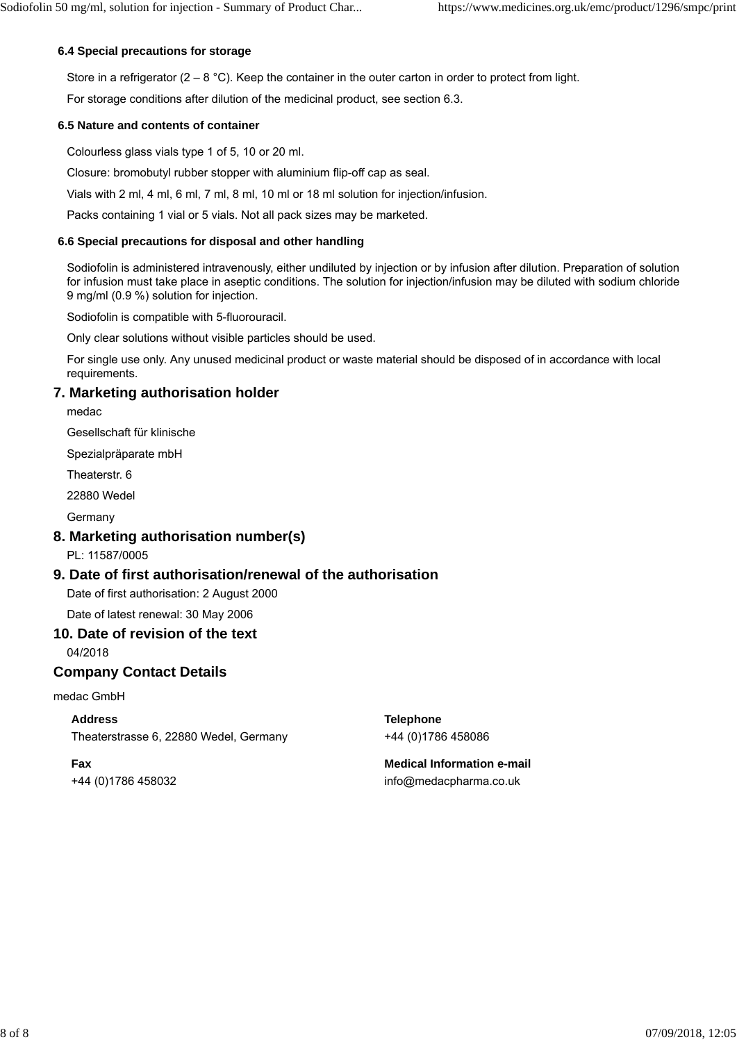### 6.4 Special precautions for storage

Store in a refrigerator (2 – 8 °C). Keep the container in the outer carton in order to protect from light.

For storage conditions after dilution of the medicinal product, see section 6.3.

### 6.5 Nature and contents of container

Colourless glass vials type 1 of 5, 10 or 20 ml.

Closure: bromobutyl rubber stopper with aluminium flip-off cap as seal.

Vials with 2 ml, 4 ml, 6 ml, 7 ml, 8 ml, 10 ml or 18 ml solution for injection/infusion.

Packs containing 1 vial or 5 vials. Not all pack sizes may be marketed.

### 6.6 Special precautions for disposal and other handling

Sodiofolin is administered intravenously, either undiluted by injection or by infusion after dilution. Preparation of solution for infusion must take place in aseptic conditions. The solution for injection/infusion may be diluted with sodium chloride 9 mg/ml (0.9 %) solution for injection.

Sodiofolin is compatible with 5-fluorouracil.

Only clear solutions without visible particles should be used.

For single use only. Any unused medicinal product or waste material should be disposed of in accordance with local requirements.

## 7. Marketing authorisation holder

medac

Gesellschaft für klinische

Spezialpräparate mbH

Theaterstr. 6

22880 Wedel

Germany

## 8. Marketing authorisation number(s)

PL: 11587/0005

## 9. Date of first authorisation/renewal of the authorisation

Date of first authorisation: 2 August 2000

Date of latest renewal: 30 May 2006

## 10. Date of revision of the text

04/2018

## Company Contact Details

medac GmbH

**Address**

Theaterstrasse 6, 22880 Wedel, Germany

**Telephone**

+44 (0)1786 458086

**Fax**

+44 (0)1786 458032

**Medical Information e-mail**

info@medacpharma.co.uk